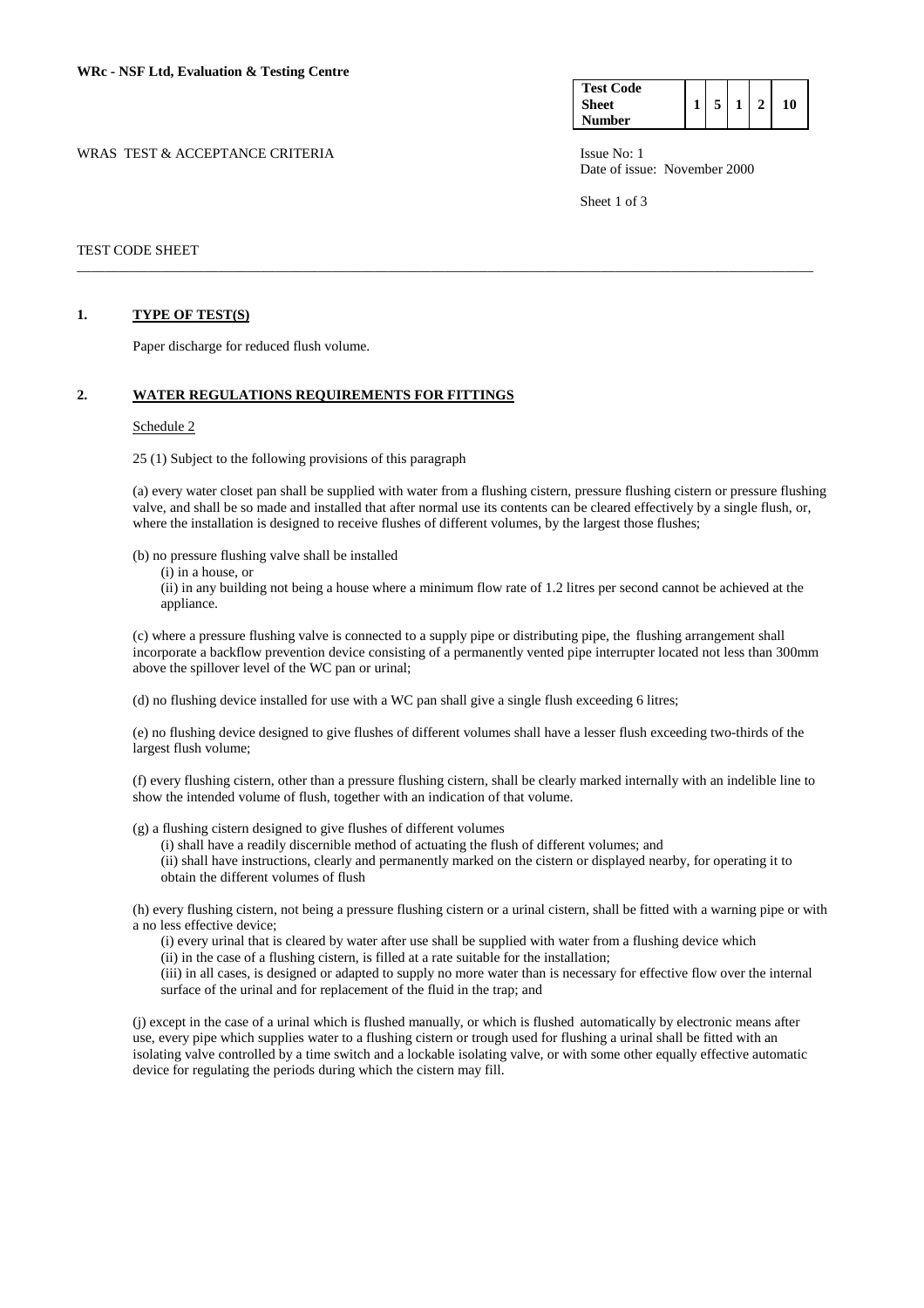**WRc - NSF Ltd, Evaluation & Testing Centre**

| Test Code Sheet Number | 1 | 5 | 1 | 2 | 10 |
|---|---|---|---|---|---|

WRAS TEST & ACCEPTANCE CRITERIA

Issue No: 1
Date of issue: November 2000

TEST CODE SHEET

---

## 1. TYPE OF TEST(S)

Paper discharge for reduced flush volume.

## 2. WATER REGULATIONS REQUIREMENTS FOR FITTINGS

Schedule 2

25 (1) Subject to the following provisions of this paragraph

(a) every water closet pan shall be supplied with water from a flushing cistern, pressure flushing cistern or pressure flushing valve, and shall be so made and installed that after normal use its contents can be cleared effectively by a single flush, or, where the installation is designed to receive flushes of different volumes, by the largest those flushes;

(b) no pressure flushing valve shall be installed

(i) in a house, or

(ii) in any building not being a house where a minimum flow rate of 1.2 litres per second cannot be achieved at the appliance.

(c) where a pressure flushing valve is connected to a supply pipe or distributing pipe, the flushing arrangement shall incorporate a backflow prevention device consisting of a permanently vented pipe interrupter located not less than 300mm above the spillover level of the WC pan or urinal;

(d) no flushing device installed for use with a WC pan shall give a single flush exceeding 6 litres;

(e) no flushing device designed to give flushes of different volumes shall have a lesser flush exceeding two-thirds of the largest flush volume;

(f) every flushing cistern, other than a pressure flushing cistern, shall be clearly marked internally with an indelible line to show the intended volume of flush, together with an indication of that volume.

(g) a flushing cistern designed to give flushes of different volumes

(i) shall have a readily discernible method of actuating the flush of different volumes; and

(ii) shall have instructions, clearly and permanently marked on the cistern or displayed nearby, for operating it to obtain the different volumes of flush

(h) every flushing cistern, not being a pressure flushing cistern or a urinal cistern, shall be fitted with a warning pipe or with a no less effective device;

(i) every urinal that is cleared by water after use shall be supplied with water from a flushing device which

(ii) in the case of a flushing cistern, is filled at a rate suitable for the installation;

(iii) in all cases, is designed or adapted to supply no more water than is necessary for effective flow over the internal surface of the urinal and for replacement of the fluid in the trap; and

(j) except in the case of a urinal which is flushed manually, or which is flushed automatically by electronic means after use, every pipe which supplies water to a flushing cistern or trough used for flushing a urinal shall be fitted with an isolating valve controlled by a time switch and a lockable isolating valve, or with some other equally effective automatic device for regulating the periods during which the cistern may fill.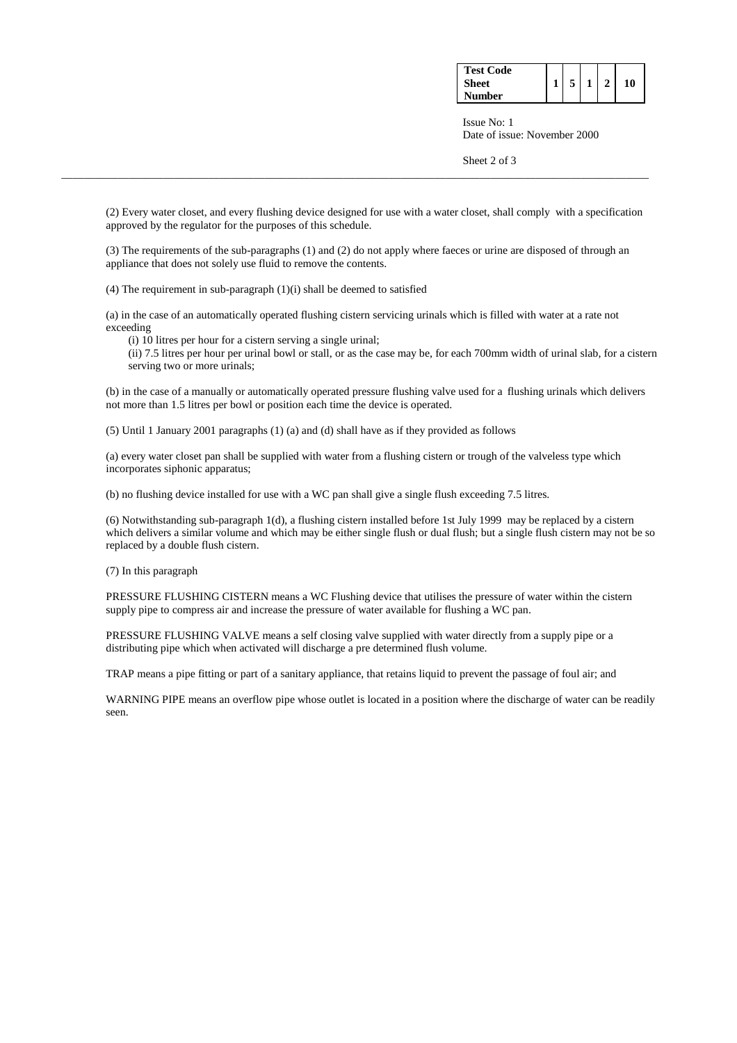(2) Every water closet, and every flushing device designed for use with a water closet, shall comply with a specification approved by the regulator for the purposes of this schedule.

(3) The requirements of the sub-paragraphs (1) and (2) do not apply where faeces or urine are disposed of through an appliance that does not solely use fluid to remove the contents.

(4) The requirement in sub-paragraph (1)(i) shall be deemed to satisfied

(a) in the case of an automatically operated flushing cistern servicing urinals which is filled with water at a rate not exceeding

(i) 10 litres per hour for a cistern serving a single urinal;

(ii) 7.5 litres per hour per urinal bowl or stall, or as the case may be, for each 700mm width of urinal slab, for a cistern serving two or more urinals;

(b) in the case of a manually or automatically operated pressure flushing valve used for a flushing urinals which delivers not more than 1.5 litres per bowl or position each time the device is operated.

(5) Until 1 January 2001 paragraphs (1) (a) and (d) shall have as if they provided as follows

(a) every water closet pan shall be supplied with water from a flushing cistern or trough of the valveless type which incorporates siphonic apparatus;

(b) no flushing device installed for use with a WC pan shall give a single flush exceeding 7.5 litres.

(6) Notwithstanding sub-paragraph 1(d), a flushing cistern installed before 1st July 1999 may be replaced by a cistern which delivers a similar volume and which may be either single flush or dual flush; but a single flush cistern may not be so replaced by a double flush cistern.

(7) In this paragraph

PRESSURE FLUSHING CISTERN means a WC Flushing device that utilises the pressure of water within the cistern supply pipe to compress air and increase the pressure of water available for flushing a WC pan.

PRESSURE FLUSHING VALVE means a self closing valve supplied with water directly from a supply pipe or a distributing pipe which when activated will discharge a pre determined flush volume.

TRAP means a pipe fitting or part of a sanitary appliance, that retains liquid to prevent the passage of foul air; and

WARNING PIPE means an overflow pipe whose outlet is located in a position where the discharge of water can be readily seen.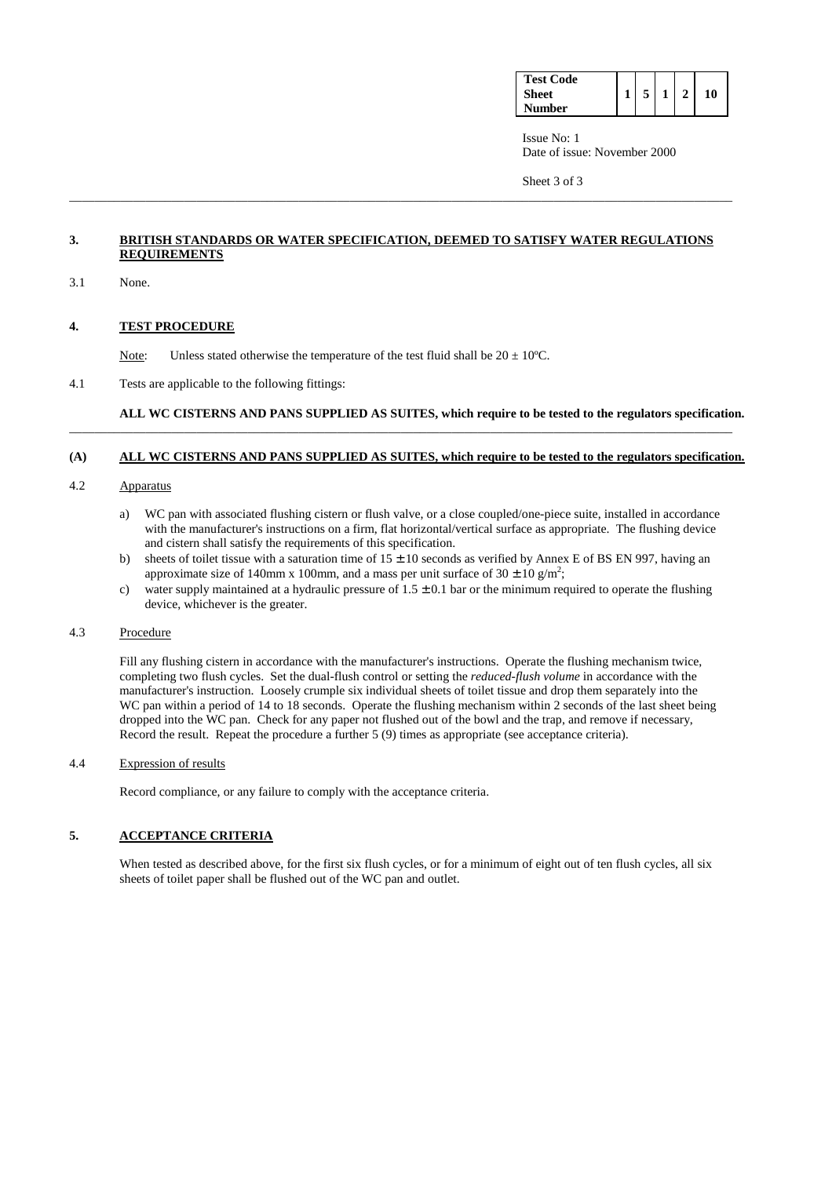| Test Code Sheet Number | 1 | 5 | 1 | 2 | 10 |
|---|---|---|---|---|---|

Issue No: 1
Date of issue: November 2000

---

## 3. BRITISH STANDARDS OR WATER SPECIFICATION, DEEMED TO SATISFY WATER REGULATIONS REQUIREMENTS

3.1 None.

## 4. TEST PROCEDURE

Note: Unless stated otherwise the temperature of the test fluid shall be 20 ± 10ºC.

4.1 Tests are applicable to the following fittings:

**ALL WC CISTERNS AND PANS SUPPLIED AS SUITES, which require to be tested to the regulators specification.**

---

### (A) ALL WC CISTERNS AND PANS SUPPLIED AS SUITES, which require to be tested to the regulators specification.

4.2 Apparatus

a) WC pan with associated flushing cistern or flush valve, or a close coupled/one-piece suite, installed in accordance with the manufacturer's instructions on a firm, flat horizontal/vertical surface as appropriate. The flushing device and cistern shall satisfy the requirements of this specification.
b) sheets of toilet tissue with a saturation time of 15 ± 10 seconds as verified by Annex E of BS EN 997, having an approximate size of 140mm x 100mm, and a mass per unit surface of 30 ± 10 g/m$^2$;
c) water supply maintained at a hydraulic pressure of 1.5 ± 0.1 bar or the minimum required to operate the flushing device, whichever is the greater.

4.3 Procedure

Fill any flushing cistern in accordance with the manufacturer's instructions. Operate the flushing mechanism twice, completing two flush cycles. Set the dual-flush control or setting the *reduced-flush volume* in accordance with the manufacturer's instruction. Loosely crumple six individual sheets of toilet tissue and drop them separately into the WC pan within a period of 14 to 18 seconds. Operate the flushing mechanism within 2 seconds of the last sheet being dropped into the WC pan. Check for any paper not flushed out of the bowl and the trap, and remove if necessary, Record the result. Repeat the procedure a further 5 (9) times as appropriate (see acceptance criteria).

4.4 Expression of results

Record compliance, or any failure to comply with the acceptance criteria.

## 5. ACCEPTANCE CRITERIA

When tested as described above, for the first six flush cycles, or for a minimum of eight out of ten flush cycles, all six sheets of toilet paper shall be flushed out of the WC pan and outlet.